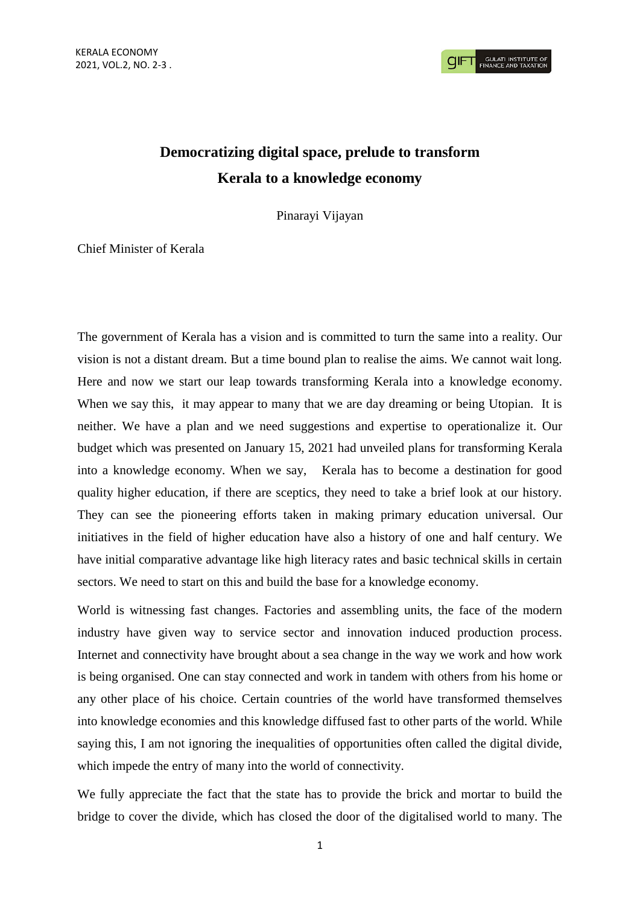# Democratizing digital space, prelude to transform Kerala to a knowledge economy

Pinarayi Vijayan

Chief Minister of Kerala

The government of Kerala has a vision and is committed to turn the same into a reality. Our vision is not a distant dream. But a time bound plan to realise the aims. We cannot wait long. Here and now we start our leap towards transforming Kerala into a knowledge economy. When we say this, it may appear to many that we are day dreaming or being Utopian. It is neither. We have a plan and we need suggestions and expertise to operationalize it. Our budget which was presented on January 15, 2021 had unveiled plans for transforming Kerala into a knowledge economy. When we say, Kerala has to become a destination for good quality higher education, if there are sceptics, they need to take a brief look at our history. They can see the pioneering efforts taken in making primary education universal. Our initiatives in the field of higher education have also a history of one and half century. We have initial comparative advantage like high literacy rates and basic technical skills in certain sectors. We need to start on this and build the base for a knowledge economy.

World is witnessing fast changes. Factories and assembling units, the face of the modern industry have given way to service sector and innovation induced production process. Internet and connectivity have brought about a sea change in the way we work and how work is being organised. One can stay connected and work in tandem with others from his home or any other place of his choice. Certain countries of the world have transformed themselves into knowledge economies and this knowledge diffused fast to other parts of the world. While saying this, I am not ignoring the inequalities of opportunities often called the digital divide, which impede the entry of many into the world of connectivity.

We fully appreciate the fact that the state has to provide the brick and mortar to build the bridge to cover the divide, which has closed the door of the digitalised world to many. The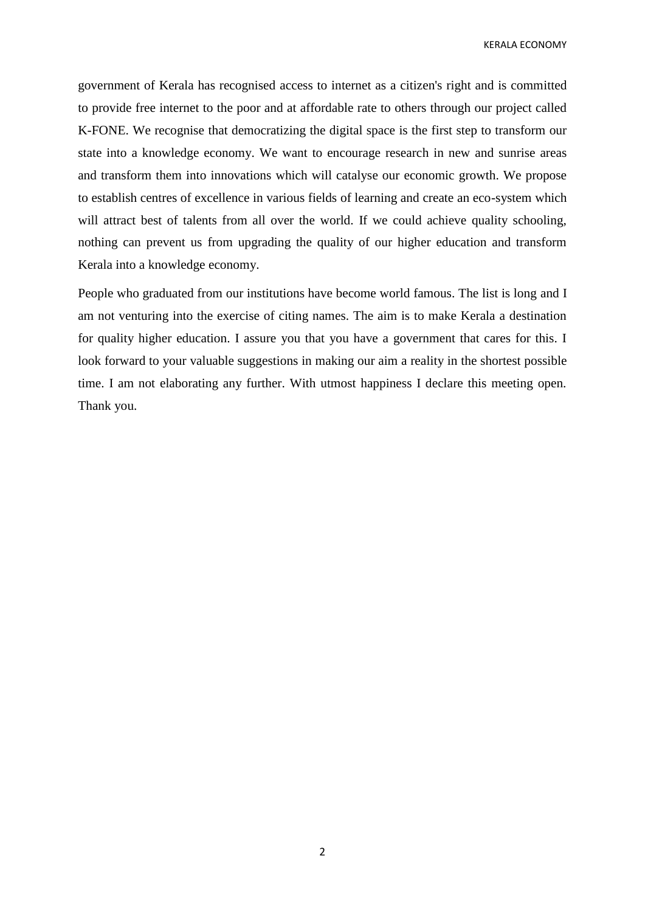government of Kerala has recognised access to internet as a citizen's right and is committed to provide free internet to the poor and at affordable rate to others through our project called K-FONE. We recognise that democratizing the digital space is the first step to transform our state into a knowledge economy. We want to encourage research in new and sunrise areas and transform them into innovations which will catalyse our economic growth. We propose to establish centres of excellence in various fields of learning and create an eco-system which will attract best of talents from all over the world. If we could achieve quality schooling, nothing can prevent us from upgrading the quality of our higher education and transform Kerala into a knowledge economy.

People who graduated from our institutions have become world famous. The list is long and I am not venturing into the exercise of citing names. The aim is to make Kerala a destination for quality higher education. I assure you that you have a government that cares for this. I look forward to your valuable suggestions in making our aim a reality in the shortest possible time. I am not elaborating any further. With utmost happiness I declare this meeting open. Thank you.